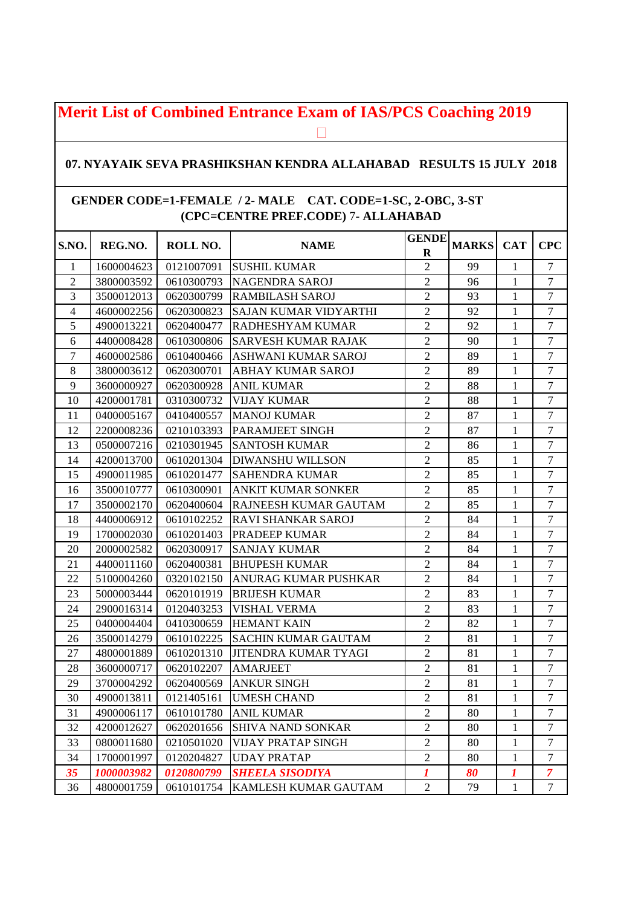# Merit List of Combined Entrance Exam of IAS/PCS Coaching 2019

**07. NYAYAIK SEVA PRASHIKSHAN KENDRA ALLAHABAD RESULTS 15 JULY 2018**

**GENDER CODE=1-FEMALE / 2- MALE CAT. CODE=1-SC, 2-OBC, 3-ST (CPC=CENTRE PREF.CODE) 7- ALLAHABAD**

| S.NO. | REG.NO. | ROLL NO. | NAME | GENDER | MARKS | CAT | CPC |
|---|---|---|---|---|---|---|---|
| 1 | 1600004623 | 0121007091 | SUSHIL KUMAR | 2 | 99 | 1 | 7 |
| 2 | 3800003592 | 0610300793 | NAGENDRA SAROJ | 2 | 96 | 1 | 7 |
| 3 | 3500012013 | 0620300799 | RAMBILASH SAROJ | 2 | 93 | 1 | 7 |
| 4 | 4600002256 | 0620300823 | SAJAN KUMAR VIDYARTHI | 2 | 92 | 1 | 7 |
| 5 | 4900013221 | 0620400477 | RADHESHYAM KUMAR | 2 | 92 | 1 | 7 |
| 6 | 4400008428 | 0610300806 | SARVESH KUMAR RAJAK | 2 | 90 | 1 | 7 |
| 7 | 4600002586 | 0610400466 | ASHWANI KUMAR SAROJ | 2 | 89 | 1 | 7 |
| 8 | 3800003612 | 0620300701 | ABHAY KUMAR SAROJ | 2 | 89 | 1 | 7 |
| 9 | 3600000927 | 0620300928 | ANIL KUMAR | 2 | 88 | 1 | 7 |
| 10 | 4200001781 | 0310300732 | VIJAY KUMAR | 2 | 88 | 1 | 7 |
| 11 | 0400005167 | 0410400557 | MANOJ KUMAR | 2 | 87 | 1 | 7 |
| 12 | 2200008236 | 0210103393 | PARAMJEET SINGH | 2 | 87 | 1 | 7 |
| 13 | 0500007216 | 0210301945 | SANTOSH KUMAR | 2 | 86 | 1 | 7 |
| 14 | 4200013700 | 0610201304 | DIWANSHU WILLSON | 2 | 85 | 1 | 7 |
| 15 | 4900011985 | 0610201477 | SAHENDRA KUMAR | 2 | 85 | 1 | 7 |
| 16 | 3500010777 | 0610300901 | ANKIT KUMAR SONKER | 2 | 85 | 1 | 7 |
| 17 | 3500002170 | 0620400604 | RAJNEESH KUMAR GAUTAM | 2 | 85 | 1 | 7 |
| 18 | 4400006912 | 0610102252 | RAVI SHANKAR SAROJ | 2 | 84 | 1 | 7 |
| 19 | 1700002030 | 0610201403 | PRADEEP KUMAR | 2 | 84 | 1 | 7 |
| 20 | 2000002582 | 0620300917 | SANJAY KUMAR | 2 | 84 | 1 | 7 |
| 21 | 4400011160 | 0620400381 | BHUPESH KUMAR | 2 | 84 | 1 | 7 |
| 22 | 5100004260 | 0320102150 | ANURAG KUMAR PUSHKAR | 2 | 84 | 1 | 7 |
| 23 | 5000003444 | 0620101919 | BRIJESH KUMAR | 2 | 83 | 1 | 7 |
| 24 | 2900016314 | 0120403253 | VISHAL VERMA | 2 | 83 | 1 | 7 |
| 25 | 0400004404 | 0410300659 | HEMANT KAIN | 2 | 82 | 1 | 7 |
| 26 | 3500014279 | 0610102225 | SACHIN KUMAR GAUTAM | 2 | 81 | 1 | 7 |
| 27 | 4800001889 | 0610201310 | JITENDRA KUMAR TYAGI | 2 | 81 | 1 | 7 |
| 28 | 3600000717 | 0620102207 | AMARJEET | 2 | 81 | 1 | 7 |
| 29 | 3700004292 | 0620400569 | ANKUR SINGH | 2 | 81 | 1 | 7 |
| 30 | 4900013811 | 0121405161 | UMESH CHAND | 2 | 81 | 1 | 7 |
| 31 | 4900006117 | 0610101780 | ANIL KUMAR | 2 | 80 | 1 | 7 |
| 32 | 4200012627 | 0620201656 | SHIVA NAND SONKAR | 2 | 80 | 1 | 7 |
| 33 | 0800011680 | 0210501020 | VIJAY PRATAP SINGH | 2 | 80 | 1 | 7 |
| 34 | 1700001997 | 0120204827 | UDAY PRATAP | 2 | 80 | 1 | 7 |
| ***35*** | ***1000003982*** | ***0120800799*** | ***SHEELA SISODIYA*** | ***1*** | ***80*** | ***1*** | ***7*** |
| 36 | 4800001759 | 0610101754 | KAMLESH KUMAR GAUTAM | 2 | 79 | 1 | 7 |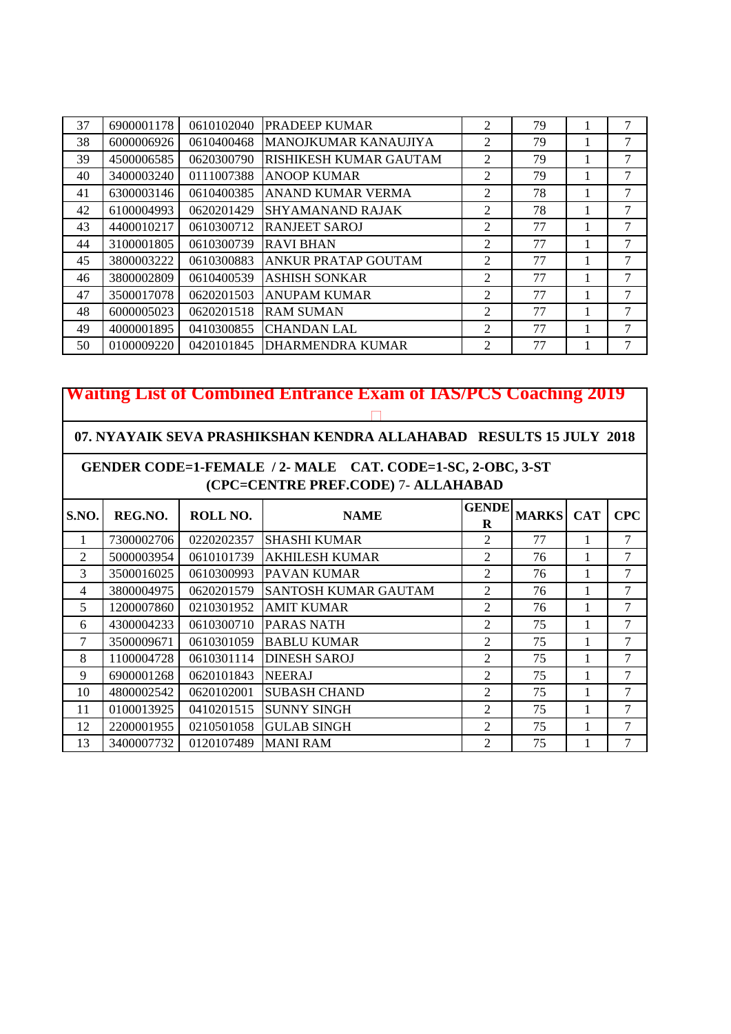| | | | | | | | |
|---|---|---|---|---|---|---|---|
| 37 | 6900001178 | 0610102040 | PRADEEP KUMAR | 2 | 79 | 1 | 7 |
| 38 | 6000006926 | 0610400468 | MANOJKUMAR KANAUJIYA | 2 | 79 | 1 | 7 |
| 39 | 4500006585 | 0620300790 | RISHIKESH KUMAR GAUTAM | 2 | 79 | 1 | 7 |
| 40 | 3400003240 | 0111007388 | ANOOP KUMAR | 2 | 79 | 1 | 7 |
| 41 | 6300003146 | 0610400385 | ANAND KUMAR VERMA | 2 | 78 | 1 | 7 |
| 42 | 6100004993 | 0620201429 | SHYAMANAND RAJAK | 2 | 78 | 1 | 7 |
| 43 | 4400010217 | 0610300712 | RANJEET SAROJ | 2 | 77 | 1 | 7 |
| 44 | 3100001805 | 0610300739 | RAVI BHAN | 2 | 77 | 1 | 7 |
| 45 | 3800003222 | 0610300883 | ANKUR PRATAP GOUTAM | 2 | 77 | 1 | 7 |
| 46 | 3800002809 | 0610400539 | ASHISH SONKAR | 2 | 77 | 1 | 7 |
| 47 | 3500017078 | 0620201503 | ANUPAM KUMAR | 2 | 77 | 1 | 7 |
| 48 | 6000005023 | 0620201518 | RAM SUMAN | 2 | 77 | 1 | 7 |
| 49 | 4000001895 | 0410300855 | CHANDAN LAL | 2 | 77 | 1 | 7 |
| 50 | 0100009220 | 0420101845 | DHARMENDRA KUMAR | 2 | 77 | 1 | 7 |

# Waiting List of Combined Entrance Exam of IAS/PCS Coaching 2019

**07. NYAYAIK SEVA PRASHIKSHAN KENDRA ALLAHABAD RESULTS 15 JULY 2018**

**GENDER CODE=1-FEMALE / 2- MALE CAT. CODE=1-SC, 2-OBC, 3-ST (CPC=CENTRE PREF.CODE) 7- ALLAHABAD**

| S.NO. | REG.NO. | ROLL NO. | NAME | GENDER | MARKS | CAT | CPC |
|---|---|---|---|---|---|---|---|
| 1 | 7300002706 | 0220202357 | SHASHI KUMAR | 2 | 77 | 1 | 7 |
| 2 | 5000003954 | 0610101739 | AKHILESH KUMAR | 2 | 76 | 1 | 7 |
| 3 | 3500016025 | 0610300993 | PAVAN KUMAR | 2 | 76 | 1 | 7 |
| 4 | 3800004975 | 0620201579 | SANTOSH KUMAR GAUTAM | 2 | 76 | 1 | 7 |
| 5 | 1200007860 | 0210301952 | AMIT KUMAR | 2 | 76 | 1 | 7 |
| 6 | 4300004233 | 0610300710 | PARAS NATH | 2 | 75 | 1 | 7 |
| 7 | 3500009671 | 0610301059 | BABLU KUMAR | 2 | 75 | 1 | 7 |
| 8 | 1100004728 | 0610301114 | DINESH SAROJ | 2 | 75 | 1 | 7 |
| 9 | 6900001268 | 0620101843 | NEERAJ | 2 | 75 | 1 | 7 |
| 10 | 4800002542 | 0620102001 | SUBASH CHAND | 2 | 75 | 1 | 7 |
| 11 | 0100013925 | 0410201515 | SUNNY SINGH | 2 | 75 | 1 | 7 |
| 12 | 2200001955 | 0210501058 | GULAB SINGH | 2 | 75 | 1 | 7 |
| 13 | 3400007732 | 0120107489 | MANI RAM | 2 | 75 | 1 | 7 |